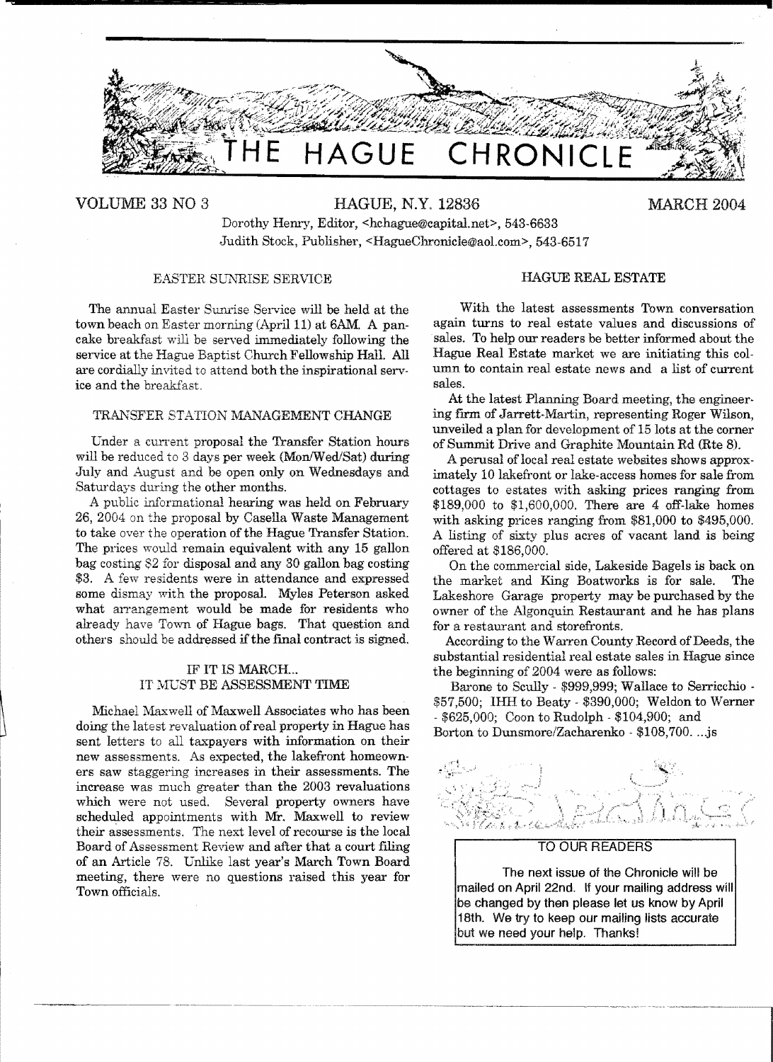# THE HAGUE CHRONICLE

VOLUME 33 NO 3 | HAGUE, N.Y. 12836 | MARCH 2004

Dorothy Henry, Editor, <hchague@capital.net>, 543-6633
Judith Stock, Publisher, <HagueChronicle@aol.com>, 543-6517

## EASTER SUNRISE SERVICE

The annual Easter Sunrise Service will be held at the town beach on Easter morning (April 11) at 6AM. A pancake breakfast will be served immediately following the service at the Hague Baptist Church Fellowship Hall. All are cordially invited to attend both the inspirational service and the breakfast.

## TRANSFER STATION MANAGEMENT CHANGE

Under a current proposal the Transfer Station hours will be reduced to 3 days per week (Mon/Wed/Sat) during July and August and be open only on Wednesdays and Saturdays during the other months.

A public informational hearing was held on February 26, 2004 on the proposal by Casella Waste Management to take over the operation of the Hague Transfer Station. The prices would remain equivalent with any 15 gallon bag costing $2 for disposal and any 30 gallon bag costing $3. A few residents were in attendance and expressed some dismay with the proposal. Myles Peterson asked what arrangement would be made for residents who already have Town of Hague bags. That question and others should be addressed if the final contract is signed.

## IF IT IS MARCH... IT MUST BE ASSESSMENT TIME

Michael Maxwell of Maxwell Associates who has been doing the latest revaluation of real property in Hague has sent letters to all taxpayers with information on their new assessments. As expected, the lakefront homeowners saw staggering increases in their assessments. The increase was much greater than the 2003 revaluations which were not used. Several property owners have scheduled appointments with Mr. Maxwell to review their assessments. The next level of recourse is the local Board of Assessment Review and after that a court filing of an Article 78. Unlike last year's March Town Board meeting, there were no questions raised this year for Town officials.

## HAGUE REAL ESTATE

With the latest assessments Town conversation again turns to real estate values and discussions of sales. To help our readers be better informed about the Hague Real Estate market we are initiating this column to contain real estate news and a list of current sales.

At the latest Planning Board meeting, the engineering firm of Jarrett-Martin, representing Roger Wilson, unveiled a plan for development of 15 lots at the corner of Summit Drive and Graphite Mountain Rd (Rte 8).

A perusal of local real estate websites shows approximately 10 lakefront or lake-access homes for sale from cottages to estates with asking prices ranging from $189,000 to $1,600,000. There are 4 off-lake homes with asking prices ranging from $81,000 to $495,000. A listing of sixty plus acres of vacant land is being offered at $186,000.

On the commercial side, Lakeside Bagels is back on the market and King Boatworks is for sale. The Lakeshore Garage property may be purchased by the owner of the Algonquin Restaurant and he has plans for a restaurant and storefronts.

According to the Warren County Record of Deeds, the substantial residential real estate sales in Hague since the beginning of 2004 were as follows:

Barone to Scully - $999,999; Wallace to Serricchio - $57,500; IHH to Beaty - $390,000; Weldon to Werner - $625,000; Coon to Rudolph - $104,900; and Borton to Dunsmore/Zacharenko - $108,700. ...js

### TO OUR READERS

The next issue of the Chronicle will be mailed on April 22nd. If your mailing address will be changed by then please let us know by April 18th. We try to keep our mailing lists accurate but we need your help. Thanks!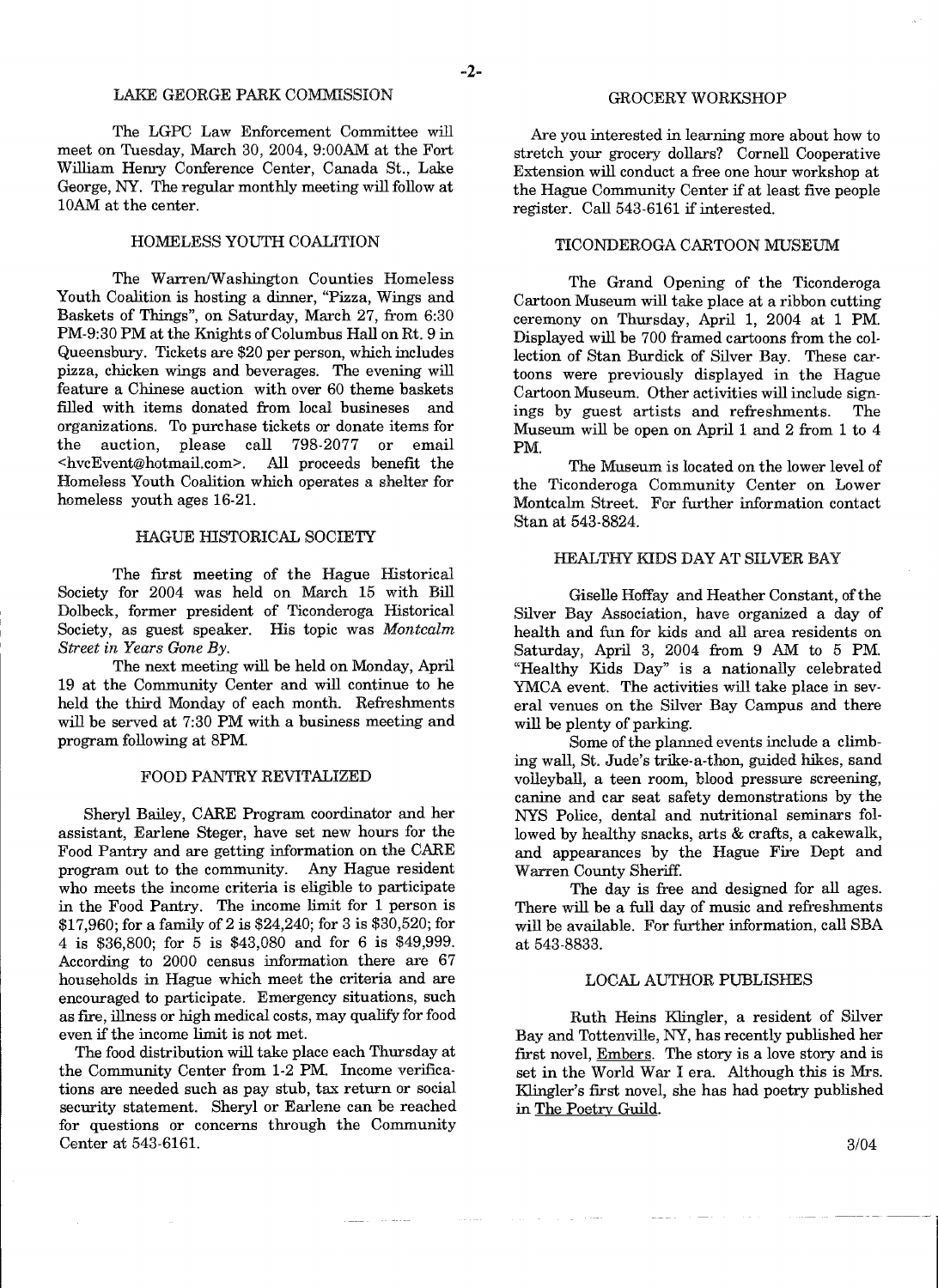## LAKE GEORGE PARK COMMISSION

The LGPC Law Enforcement Committee will meet on Tuesday, March 30, 2004, 9:00AM at the Fort William Henry Conference Center, Canada St., Lake George, NY. The regular monthly meeting will follow at 10AM at the center.

## HOMELESS YOUTH COALITION

The Warren/Washington Counties Homeless Youth Coalition is hosting a dinner, "Pizza, Wings and Baskets of Things", on Saturday, March 27, from 6:30 PM-9:30 PM at the Knights of Columbus Hall on Rt. 9 in Queensbury. Tickets are $20 per person, which includes pizza, chicken wings and beverages. The evening will feature a Chinese auction with over 60 theme baskets filled with items donated from local businesses and organizations. To purchase tickets or donate items for the auction, please call 798-2077 or email <hvcEvent@hotmail.com>. All proceeds benefit the Homeless Youth Coalition which operates a shelter for homeless youth ages 16-21.

## HAGUE HISTORICAL SOCIETY

The first meeting of the Hague Historical Society for 2004 was held on March 15 with Bill Dolbeck, former president of Ticonderoga Historical Society, as guest speaker. His topic was *Montcalm Street in Years Gone By.*

The next meeting will be held on Monday, April 19 at the Community Center and will continue to he held the third Monday of each month. Refreshments will be served at 7:30 PM with a business meeting and program following at 8PM.

## FOOD PANTRY REVITALIZED

Sheryl Bailey, CARE Program coordinator and her assistant, Earlene Steger, have set new hours for the Food Pantry and are getting information on the CARE program out to the community. Any Hague resident who meets the income criteria is eligible to participate in the Food Pantry. The income limit for 1 person is $17,960; for a family of 2 is $24,240; for 3 is $30,520; for 4 is $36,800; for 5 is $43,080 and for 6 is $49,999. According to 2000 census information there are 67 households in Hague which meet the criteria and are encouraged to participate. Emergency situations, such as fire, illness or high medical costs, may qualify for food even if the income limit is not met.

The food distribution will take place each Thursday at the Community Center from 1-2 PM. Income verifications are needed such as pay stub, tax return or social security statement. Sheryl or Earlene can be reached for questions or concerns through the Community Center at 543-6161.

## GROCERY WORKSHOP

Are you interested in learning more about how to stretch your grocery dollars? Cornell Cooperative Extension will conduct a free one hour workshop at the Hague Community Center if at least five people register. Call 543-6161 if interested.

## TICONDEROGA CARTOON MUSEUM

The Grand Opening of the Ticonderoga Cartoon Museum will take place at a ribbon cutting ceremony on Thursday, April 1, 2004 at 1 PM. Displayed will be 700 framed cartoons from the collection of Stan Burdick of Silver Bay. These cartoons were previously displayed in the Hague Cartoon Museum. Other activities will include signings by guest artists and refreshments. The Museum will be open on April 1 and 2 from 1 to 4 PM.

The Museum is located on the lower level of the Ticonderoga Community Center on Lower Montcalm Street. For further information contact Stan at 543-8824.

## HEALTHY KIDS DAY AT SILVER BAY

Giselle Hoffay and Heather Constant, of the Silver Bay Association, have organized a day of health and fun for kids and all area residents on Saturday, April 3, 2004 from 9 AM to 5 PM. "Healthy Kids Day" is a nationally celebrated YMCA event. The activities will take place in several venues on the Silver Bay Campus and there will be plenty of parking.

Some of the planned events include a climbing wall, St. Jude's trike-a-thon, guided hikes, sand volleyball, a teen room, blood pressure screening, canine and car seat safety demonstrations by the NYS Police, dental and nutritional seminars followed by healthy snacks, arts & crafts, a cakewalk, and appearances by the Hague Fire Dept and Warren County Sheriff.

The day is free and designed for all ages. There will be a full day of music and refreshments will be available. For further information, call SBA at 543-8833.

## LOCAL AUTHOR PUBLISHES

Ruth Heins Klingler, a resident of Silver Bay and Tottenville, NY, has recently published her first novel, Embers. The story is a love story and is set in the World War I era. Although this is Mrs. Klingler's first novel, she has had poetry published in The Poetry Guild.

3/04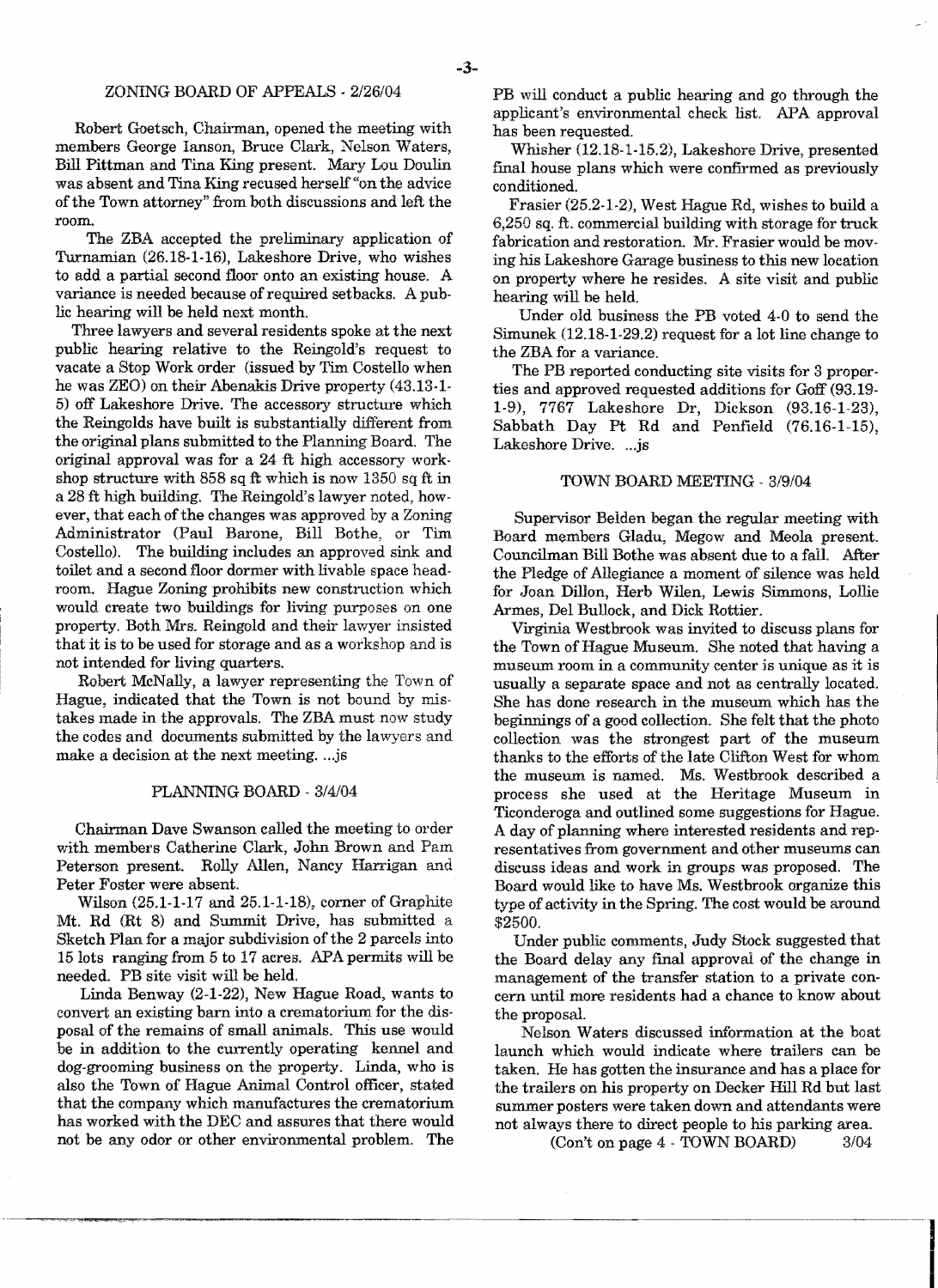## ZONING BOARD OF APPEALS - 2/26/04

Robert Goetsch, Chairman, opened the meeting with members George Ianson, Bruce Clark, Nelson Waters, Bill Pittman and Tina King present. Mary Lou Doulin was absent and Tina King recused herself "on the advice of the Town attorney" from both discussions and left the room.

The ZBA accepted the preliminary application of Turnamian (26.18-1-16), Lakeshore Drive, who wishes to add a partial second floor onto an existing house. A variance is needed because of required setbacks. A public hearing will be held next month.

Three lawyers and several residents spoke at the next public hearing relative to the Reingold's request to vacate a Stop Work order (issued by Tim Costello when he was ZEO) on their Abenakis Drive property (43.13-1-5) off Lakeshore Drive. The accessory structure which the Reingolds have built is substantially different from the original plans submitted to the Planning Board. The original approval was for a 24 ft high accessory workshop structure with 858 sq ft which is now 1350 sq ft in a 28 ft high building. The Reingold's lawyer noted, however, that each of the changes was approved by a Zoning Administrator (Paul Barone, Bill Bothe, or Tim Costello). The building includes an approved sink and toilet and a second floor dormer with livable space headroom. Hague Zoning prohibits new construction which would create two buildings for living purposes on one property. Both Mrs. Reingold and their lawyer insisted that it is to be used for storage and as a workshop and is not intended for living quarters.

Robert McNally, a lawyer representing the Town of Hague, indicated that the Town is not bound by mistakes made in the approvals. The ZBA must now study the codes and documents submitted by the lawyers and make a decision at the next meeting. ...js

## PLANNING BOARD - 3/4/04

Chairman Dave Swanson called the meeting to order with members Catherine Clark, John Brown and Pam Peterson present. Rolly Allen, Nancy Harrigan and Peter Foster were absent.

Wilson (25.1-1-17 and 25.1-1-18), corner of Graphite Mt. Rd (Rt 8) and Summit Drive, has submitted a Sketch Plan for a major subdivision of the 2 parcels into 15 lots ranging from 5 to 17 acres. APA permits will be needed. PB site visit will be held.

Linda Benway (2-1-22), New Hague Road, wants to convert an existing barn into a crematorium for the disposal of the remains of small animals. This use would be in addition to the currently operating kennel and dog-grooming business on the property. Linda, who is also the Town of Hague Animal Control officer, stated that the company which manufactures the crematorium has worked with the DEC and assures that there would not be any odor or other environmental problem. The PB will conduct a public hearing and go through the applicant's environmental check list. APA approval has been requested.

Whisher (12.18-1-15.2), Lakeshore Drive, presented final house plans which were confirmed as previously conditioned.

Frasier (25.2-1-2), West Hague Rd, wishes to build a 6,250 sq. ft. commercial building with storage for truck fabrication and restoration. Mr. Frasier would be moving his Lakeshore Garage business to this new location on property where he resides. A site visit and public hearing will be held.

Under old business the PB voted 4-0 to send the Simunek (12.18-1-29.2) request for a lot line change to the ZBA for a variance.

The PB reported conducting site visits for 3 properties and approved requested additions for Goff (93.19-1-9), 7767 Lakeshore Dr, Dickson (93.16-1-23), Sabbath Day Pt Rd and Penfield (76.16-1-15), Lakeshore Drive. ...js

## TOWN BOARD MEETING - 3/9/04

Supervisor Belden began the regular meeting with Board members Gladu, Megow and Meola present. Councilman Bill Bothe was absent due to a fall. After the Pledge of Allegiance a moment of silence was held for Joan Dillon, Herb Wilen, Lewis Simmons, Lollie Armes, Del Bullock, and Dick Rottier.

Virginia Westbrook was invited to discuss plans for the Town of Hague Museum. She noted that having a museum room in a community center is unique as it is usually a separate space and not as centrally located. She has done research in the museum which has the beginnings of a good collection. She felt that the photo collection was the strongest part of the museum thanks to the efforts of the late Clifton West for whom the museum is named. Ms. Westbrook described a process she used at the Heritage Museum in Ticonderoga and outlined some suggestions for Hague. A day of planning where interested residents and representatives from government and other museums can discuss ideas and work in groups was proposed. The Board would like to have Ms. Westbrook organize this type of activity in the Spring. The cost would be around $2500.

Under public comments, Judy Stock suggested that the Board delay any final approval of the change in management of the transfer station to a private concern until more residents had a chance to know about the proposal.

Nelson Waters discussed information at the boat launch which would indicate where trailers can be taken. He has gotten the insurance and has a place for the trailers on his property on Decker Hill Rd but last summer posters were taken down and attendants were not always there to direct people to his parking area.

(Con't on page 4 - TOWN BOARD) 3/04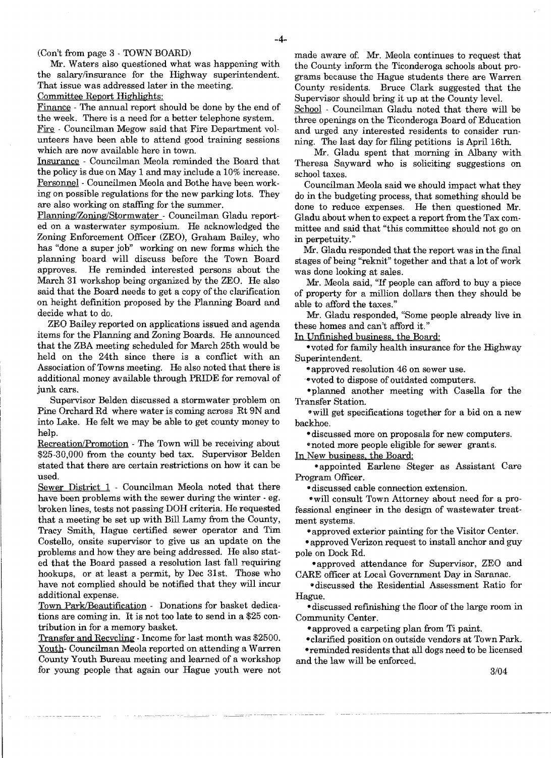(Con't from page 3 - TOWN BOARD)

Mr. Waters also questioned what was happening with the salary/insurance for the Highway superintendent. That issue was addressed later in the meeting.

Committee Report Highlights:

Finance - The annual report should be done by the end of the week. There is a need for a better telephone system.

Fire - Councilman Megow said that Fire Department volunteers have been able to attend good training sessions which are now available here in town.

Insurance - Councilman Meola reminded the Board that the policy is due on May 1 and may include a 10% increase.

Personnel - Councilmen Meola and Bothe have been working on possible regulations for the new parking lots. They are also working on staffing for the summer.

Planning/Zoning/Stormwater - Councilman Gladu reported on a wasterwater symposium. He acknowledged the Zoning Enforcement Officer (ZEO), Graham Bailey, who has "done a super job" working on new forms which the planning board will discuss before the Town Board approves. He reminded interested persons about the March 31 workshop being organized by the ZEO. He also said that the Board needs to get a copy of the clarification on height definition proposed by the Planning Board and decide what to do.

ZEO Bailey reported on applications issued and agenda items for the Planning and Zoning Boards. He announced that the ZBA meeting scheduled for March 25th would be held on the 24th since there is a conflict with an Association of Towns meeting. He also noted that there is additional money available through PRIDE for removal of junk cars.

Supervisor Belden discussed a stormwater problem on Pine Orchard Rd where water is coming across Rt 9N and into Lake. He felt we may be able to get county money to help.

Recreation/Promotion - The Town will be receiving about $25-30,000 from the county bed tax. Supervisor Belden stated that there are certain restrictions on how it can be used.

Sewer District 1 - Councilman Meola noted that there have been problems with the sewer during the winter - eg. broken lines, tests not passing DOH criteria. He requested that a meeting be set up with Bill Lamy from the County, Tracy Smith, Hague certified sewer operator and Tim Costello, onsite supervisor to give us an update on the problems and how they are being addressed. He also stated that the Board passed a resolution last fall requiring hookups, or at least a permit, by Dec 31st. Those who have not complied should be notified that they will incur additional expense.

Town Park/Beautification - Donations for basket dedications are coming in. It is not too late to send in a $25 contribution in for a memory basket.

Transfer and Recycling - Income for last month was $2500.

Youth- Councilman Meola reported on attending a Warren County Youth Bureau meeting and learned of a workshop for young people that again our Hague youth were not made aware of. Mr. Meola continues to request that the County inform the Ticonderoga schools about programs because the Hague students there are Warren County residents. Bruce Clark suggested that the Supervisor should bring it up at the County level.

School - Councilman Gladu noted that there will be three openings on the Ticonderoga Board of Education and urged any interested residents to consider running. The last day for filing petitions is April 16th.

Mr. Gladu spent that morning in Albany with Theresa Sayward who is soliciting suggestions on school taxes.

Councilman Meola said we should impact what they do in the budgeting process, that something should be done to reduce expenses. He then questioned Mr. Gladu about when to expect a report from the Tax committee and said that "this committee should not go on in perpetuity."

Mr. Gladu responded that the report was in the final stages of being "reknit" together and that a lot of work was done looking at sales.

Mr. Meola said, "If people can afford to buy a piece of property for a million dollars then they should be able to afford the taxes."

Mr. Gladu responded, "Some people already live in these homes and can't afford it."

In Unfinished business, the Board:

- voted for family health insurance for the Highway Superintendent.
- approved resolution 46 on sewer use.
- voted to dispose of outdated computers.
- planned another meeting with Casella for the Transfer Station.
- will get specifications together for a bid on a new backhoe.
- discussed more on proposals for new computers.
- noted more people eligible for sewer grants.

In New business, the Board:

- appointed Earlene Steger as Assistant Care Program Officer.
- discussed cable connection extension.
- will consult Town Attorney about need for a professional engineer in the design of wastewater treatment systems.
- approved exterior painting for the Visitor Center.
- approved Verizon request to install anchor and guy pole on Dock Rd.
- approved attendance for Supervisor, ZEO and CARE officer at Local Government Day in Saranac.
- discussed the Residential Assessment Ratio for Hague.
- discussed refinishing the floor of the large room in Community Center.
- approved a carpeting plan from Ti paint.
- clarified position on outside vendors at Town Park.
- reminded residents that all dogs need to be licensed and the law will be enforced.

3/04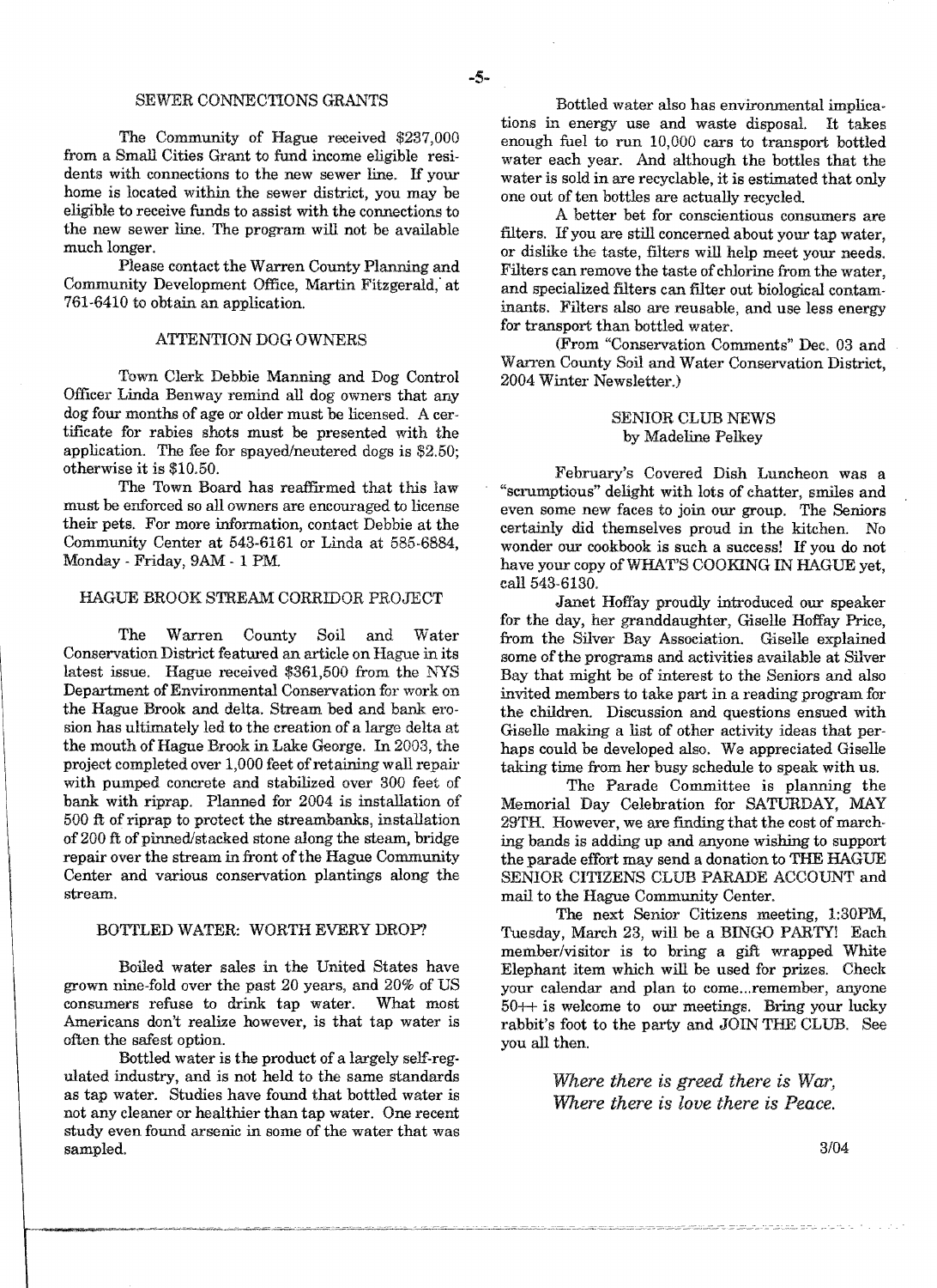## SEWER CONNECTIONS GRANTS

The Community of Hague received $237,000 from a Small Cities Grant to fund income eligible residents with connections to the new sewer line. If your home is located within the sewer district, you may be eligible to receive funds to assist with the connections to the new sewer line. The program will not be available much longer.

Please contact the Warren County Planning and Community Development Office, Martin Fitzgerald, at 761-6410 to obtain an application.

## ATTENTION DOG OWNERS

Town Clerk Debbie Manning and Dog Control Officer Linda Benway remind all dog owners that any dog four months of age or older must be licensed. A certificate for rabies shots must be presented with the application. The fee for spayed/neutered dogs is $2.50; otherwise it is $10.50.

The Town Board has reaffirmed that this law must be enforced so all owners are encouraged to license their pets. For more information, contact Debbie at the Community Center at 543-6161 or Linda at 585-6884, Monday - Friday, 9AM - 1 PM.

## HAGUE BROOK STREAM CORRIDOR PROJECT

The Warren County Soil and Water Conservation District featured an article on Hague in its latest issue. Hague received $361,500 from the NYS Department of Environmental Conservation for work on the Hague Brook and delta. Stream bed and bank erosion has ultimately led to the creation of a large delta at the mouth of Hague Brook in Lake George. In 2003, the project completed over 1,000 feet of retaining wall repair with pumped concrete and stabilized over 300 feet of bank with riprap. Planned for 2004 is installation of 500 ft of riprap to protect the streambanks, installation of 200 ft of pinned/stacked stone along the steam, bridge repair over the stream in front of the Hague Community Center and various conservation plantings along the stream.

## BOTTLED WATER: WORTH EVERY DROP?

Boiled water sales in the United States have grown nine-fold over the past 20 years, and 20% of US consumers refuse to drink tap water. What most Americans don't realize however, is that tap water is often the safest option.

Bottled water is the product of a largely self-regulated industry, and is not held to the same standards as tap water. Studies have found that bottled water is not any cleaner or healthier than tap water. One recent study even found arsenic in some of the water that was sampled.

Bottled water also has environmental implications in energy use and waste disposal. It takes enough fuel to run 10,000 cars to transport bottled water each year. And although the bottles that the water is sold in are recyclable, it is estimated that only one out of ten bottles are actually recycled.

A better bet for conscientious consumers are filters. If you are still concerned about your tap water, or dislike the taste, filters will help meet your needs. Filters can remove the taste of chlorine from the water, and specialized filters can filter out biological contaminants. Filters also are reusable, and use less energy for transport than bottled water.

(From "Conservation Comments" Dec. 03 and Warren County Soil and Water Conservation District, 2004 Winter Newsletter.)

## SENIOR CLUB NEWS
by Madeline Pelkey

February's Covered Dish Luncheon was a "scrumptious" delight with lots of chatter, smiles and even some new faces to join our group. The Seniors certainly did themselves proud in the kitchen. No wonder our cookbook is such a success! If you do not have your copy of WHAT'S COOKING IN HAGUE yet, call 543-6130.

Janet Hoffay proudly introduced our speaker for the day, her granddaughter, Giselle Hoffay Price, from the Silver Bay Association. Giselle explained some of the programs and activities available at Silver Bay that might be of interest to the Seniors and also invited members to take part in a reading program for the children. Discussion and questions ensued with Giselle making a list of other activity ideas that perhaps could be developed also. We appreciated Giselle taking time from her busy schedule to speak with us.

The Parade Committee is planning the Memorial Day Celebration for SATURDAY, MAY 29TH. However, we are finding that the cost of marching bands is adding up and anyone wishing to support the parade effort may send a donation to THE HAGUE SENIOR CITIZENS CLUB PARADE ACCOUNT and mail to the Hague Community Center.

The next Senior Citizens meeting, 1:30PM, Tuesday, March 23, will be a BINGO PARTY! Each member/visitor is to bring a gift wrapped White Elephant item which will be used for prizes. Check your calendar and plan to come...remember, anyone 50++ is welcome to our meetings. Bring your lucky rabbit's foot to the party and JOIN THE CLUB. See you all then.

*Where there is greed there is War,*
*Where there is love there is Peace.*

3/04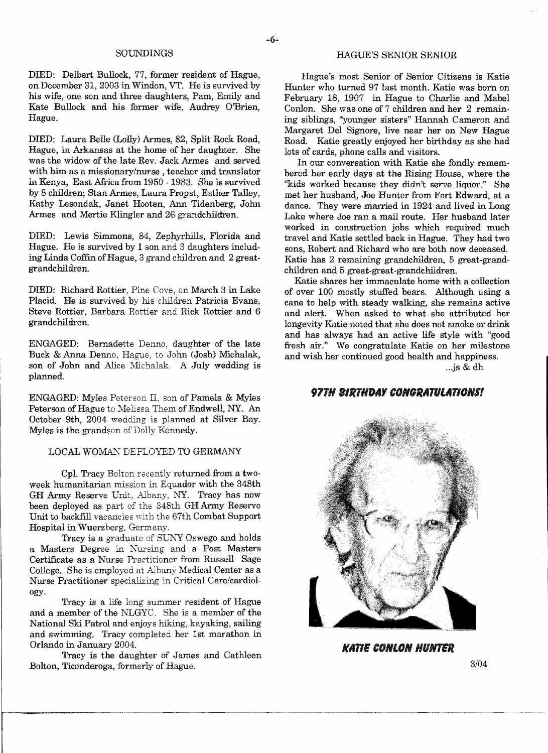## SOUNDINGS

DIED: Delbert Bullock, 77, former resident of Hague, on December 31, 2003 in Windon, VT. He is survived by his wife, one son and three daughters, Pam, Emily and Kate Bullock and his former wife, Audrey O'Brien, Hague.

DIED: Laura Belle (Lolly) Armes, 82, Split Rock Road, Hague, in Arkansas at the home of her daughter. She was the widow of the late Rev. Jack Armes and served with him as a missionary/nurse , teacher and translator in Kenya, East Africa from 1950 - 1983. She is survived by 8 children; Stan Armes, Laura Propst, Esther Talley, Kathy Lesondak, Janet Hooten, Ann Tidenberg, John Armes and Mertie Klingler and 26 grandchildren.

DIED: Lewis Simmons, 84, Zephyrhills, Florida and Hague. He is survived by 1 son and 3 daughters including Linda Coffin of Hague, 3 grand children and 2 great-grandchildren.

DIED: Richard Rottier, Pine Cove, on March 3 in Lake Placid. He is survived by his children Patricia Evans, Steve Rottier, Barbara Rottier and Rick Rottier and 6 grandchildren.

ENGAGED: Bernadette Denno, daughter of the late Buck & Anna Denno, Hague, to John (Josh) Michalak, son of John and Alice Michalak. A July wedding is planned.

ENGAGED: Myles Peterson II, son of Pamela & Myles Peterson of Hague to Melissa Them of Endwell, NY. An October 9th, 2004 wedding is planned at Silver Bay. Myles is the grandson of Dolly Kennedy.

## LOCAL WOMAN DEPLOYED TO GERMANY

Cpl. Tracy Bolton recently returned from a two-week humanitarian mission in Equador with the 348th GH Army Reserve Unit, Albany, NY. Tracy has now been deployed as part of the 348th GH Army Reserve Unit to backfill vacancies with the 67th Combat Support Hospital in Wuerzberg, Germany.

Tracy is a graduate of SUNY Oswego and holds a Masters Degree in Nursing and a Post Masters Certificate as a Nurse Practitioner from Russell Sage College. She is employed at Albany Medical Center as a Nurse Practitioner specializing in Critical Care/cardiology.

Tracy is a life long summer resident of Hague and a member of the NLGYC. She is a member of the National Ski Patrol and enjoys hiking, kayaking, sailing and swimming. Tracy completed her 1st marathon in Orlando in January 2004.

Tracy is the daughter of James and Cathleen Bolton, Ticonderoga, formerly of Hague.

## HAGUE'S SENIOR SENIOR

Hague's most Senior of Senior Citizens is Katie Hunter who turned 97 last month. Katie was born on February 18, 1907 in Hague to Charlie and Mabel Conlon. She was one of 7 children and her 2 remaining siblings, "younger sisters" Hannah Cameron and Margaret Del Signore, live near her on New Hague Road. Katie greatly enjoyed her birthday as she had lots of cards, phone calls and visitors.

In our conversation with Katie she fondly remembered her early days at the Rising House, where the "kids worked because they didn't serve liquor." She met her husband, Joe Hunter from Fort Edward, at a dance. They were married in 1924 and lived in Long Lake where Joe ran a mail route. Her husband later worked in construction jobs which required much travel and Katie settled back in Hague. They had two sons, Robert and Richard who are both now deceased. Katie has 2 remaining grandchildren, 5 great-grandchildren and 5 great-great-grandchildren.

Katie shares her immaculate home with a collection of over 100 mostly stuffed bears. Although using a cane to help with steady walking, she remains active and alert. When asked to what she attributed her longevity Katie noted that she does not smoke or drink and has always had an active life style with "good fresh air." We congratulate Katie on her milestone and wish her continued good health and happiness.

...js & dh

***97TH BIRTHDAY CONGRATULATIONS!***

***KATIE CONLON HUNTER***

3/04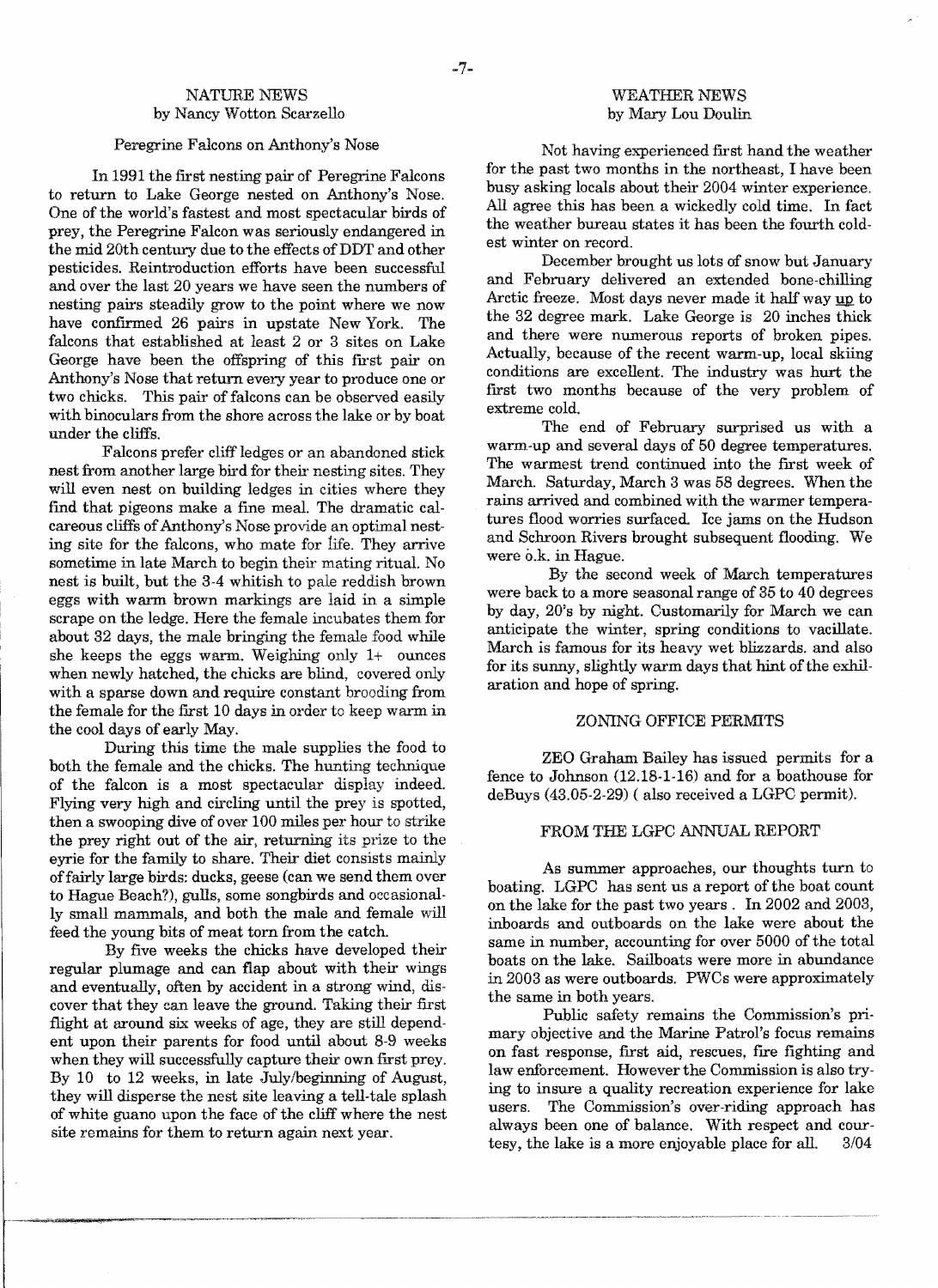## NATURE NEWS
by Nancy Wotton Scarzello

### Peregrine Falcons on Anthony's Nose

In 1991 the first nesting pair of Peregrine Falcons to return to Lake George nested on Anthony's Nose. One of the world's fastest and most spectacular birds of prey, the Peregrine Falcon was seriously endangered in the mid 20th century due to the effects of DDT and other pesticides. Reintroduction efforts have been successful and over the last 20 years we have seen the numbers of nesting pairs steadily grow to the point where we now have confirmed 26 pairs in upstate New York. The falcons that established at least 2 or 3 sites on Lake George have been the offspring of this first pair on Anthony's Nose that return every year to produce one or two chicks. This pair of falcons can be observed easily with binoculars from the shore across the lake or by boat under the cliffs.

Falcons prefer cliff ledges or an abandoned stick nest from another large bird for their nesting sites. They will even nest on building ledges in cities where they find that pigeons make a fine meal. The dramatic calcareous cliffs of Anthony's Nose provide an optimal nesting site for the falcons, who mate for life. They arrive sometime in late March to begin their mating ritual. No nest is built, but the 3-4 whitish to pale reddish brown eggs with warm brown markings are laid in a simple scrape on the ledge. Here the female incubates them for about 32 days, the male bringing the female food while she keeps the eggs warm. Weighing only 1+ ounces when newly hatched, the chicks are blind, covered only with a sparse down and require constant brooding from the female for the first 10 days in order to keep warm in the cool days of early May.

During this time the male supplies the food to both the female and the chicks. The hunting technique of the falcon is a most spectacular display indeed. Flying very high and circling until the prey is spotted, then a swooping dive of over 100 miles per hour to strike the prey right out of the air, returning its prize to the eyrie for the family to share. Their diet consists mainly of fairly large birds: ducks, geese (can we send them over to Hague Beach?), gulls, some songbirds and occasionally small mammals, and both the male and female will feed the young bits of meat torn from the catch.

By five weeks the chicks have developed their regular plumage and can flap about with their wings and eventually, often by accident in a strong wind, discover that they can leave the ground. Taking their first flight at around six weeks of age, they are still dependent upon their parents for food until about 8-9 weeks when they will successfully capture their own first prey. By 10 to 12 weeks, in late July/beginning of August, they will disperse the nest site leaving a tell-tale splash of white guano upon the face of the cliff where the nest site remains for them to return again next year.

## WEATHER NEWS
by Mary Lou Doulin

Not having experienced first hand the weather for the past two months in the northeast, I have been busy asking locals about their 2004 winter experience. All agree this has been a wickedly cold time. In fact the weather bureau states it has been the fourth coldest winter on record.

December brought us lots of snow but January and February delivered an extended bone-chilling Arctic freeze. Most days never made it half way up to the 32 degree mark. Lake George is 20 inches thick and there were numerous reports of broken pipes. Actually, because of the recent warm-up, local skiing conditions are excellent. The industry was hurt the first two months because of the very problem of extreme cold.

The end of February surprised us with a warm-up and several days of 50 degree temperatures. The warmest trend continued into the first week of March. Saturday, March 3 was 58 degrees. When the rains arrived and combined with the warmer temperatures flood worries surfaced. Ice jams on the Hudson and Schroon Rivers brought subsequent flooding. We were o.k. in Hague.

By the second week of March temperatures were back to a more seasonal range of 35 to 40 degrees by day, 20's by night. Customarily for March we can anticipate the winter, spring conditions to vacillate. March is famous for its heavy wet blizzards. and also for its sunny, slightly warm days that hint of the exhilaration and hope of spring.

## ZONING OFFICE PERMITS

ZEO Graham Bailey has issued permits for a fence to Johnson (12.18-1-16) and for a boathouse for deBuys (43.05-2-29) ( also received a LGPC permit).

## FROM THE LGPC ANNUAL REPORT

As summer approaches, our thoughts turn to boating. LGPC has sent us a report of the boat count on the lake for the past two years . In 2002 and 2003, inboards and outboards on the lake were about the same in number, accounting for over 5000 of the total boats on the lake. Sailboats were more in abundance in 2003 as were outboards. PWCs were approximately the same in both years.

Public safety remains the Commission's primary objective and the Marine Patrol's focus remains on fast response, first aid, rescues, fire fighting and law enforcement. However the Commission is also trying to insure a quality recreation experience for lake users. The Commission's over-riding approach has always been one of balance. With respect and courtesy, the lake is a more enjoyable place for all. 3/04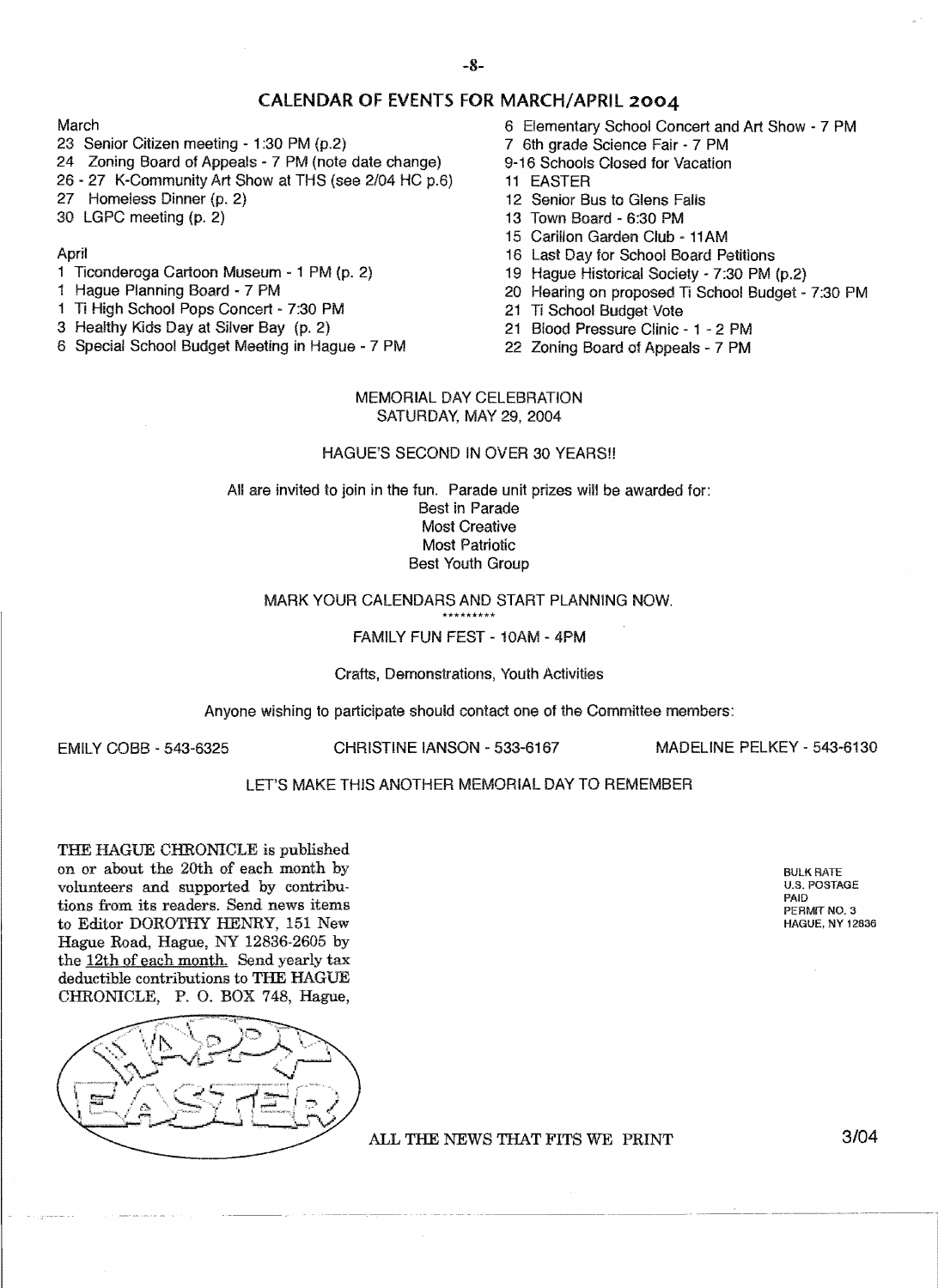## CALENDAR OF EVENTS FOR MARCH/APRIL 2004

March

23 Senior Citizen meeting - 1:30 PM (p.2)
24 Zoning Board of Appeals - 7 PM (note date change)
26 - 27 K-Community Art Show at THS (see 2/04 HC p.6)
27 Homeless Dinner (p. 2)
30 LGPC meeting (p. 2)

April

1 Ticonderoga Cartoon Museum - 1 PM (p. 2)
1 Hague Planning Board - 7 PM
1 Ti High School Pops Concert - 7:30 PM
3 Healthy Kids Day at Silver Bay (p. 2)
6 Special School Budget Meeting in Hague - 7 PM
6 Elementary School Concert and Art Show - 7 PM
7 6th grade Science Fair - 7 PM
9-16 Schools Closed for Vacation
11 EASTER
12 Senior Bus to Glens Falls
13 Town Board - 6:30 PM
15 Carillon Garden Club - 11AM
16 Last Day for School Board Petitions
19 Hague Historical Society - 7:30 PM (p.2)
20 Hearing on proposed Ti School Budget - 7:30 PM
21 Ti School Budget Vote
21 Blood Pressure Clinic - 1 - 2 PM
22 Zoning Board of Appeals - 7 PM

MEMORIAL DAY CELEBRATION
SATURDAY, MAY 29, 2004

HAGUE'S SECOND IN OVER 30 YEARS!!

All are invited to join in the fun. Parade unit prizes will be awarded for:
Best in Parade
Most Creative
Most Patriotic
Best Youth Group

MARK YOUR CALENDARS AND START PLANNING NOW.

*********

FAMILY FUN FEST - 10AM - 4PM

Crafts, Demonstrations, Youth Activities

Anyone wishing to participate should contact one of the Committee members:

EMILY COBB - 543-6325 CHRISTINE IANSON - 533-6167 MADELINE PELKEY - 543-6130

LET'S MAKE THIS ANOTHER MEMORIAL DAY TO REMEMBER

THE HAGUE CHRONICLE is published on or about the 20th of each month by volunteers and supported by contributions from its readers. Send news items to Editor DOROTHY HENRY, 151 New Hague Road, Hague, NY 12836-2605 by the <u>12th of each month.</u> Send yearly tax deductible contributions to THE HAGUE CHRONICLE, P. O. BOX 748, Hague,

BULK RATE
U.S. POSTAGE
PAID
PERMIT NO. 3
HAGUE, NY 12836

HAPPY EASTER

ALL THE NEWS THAT FITS WE PRINT

3/04